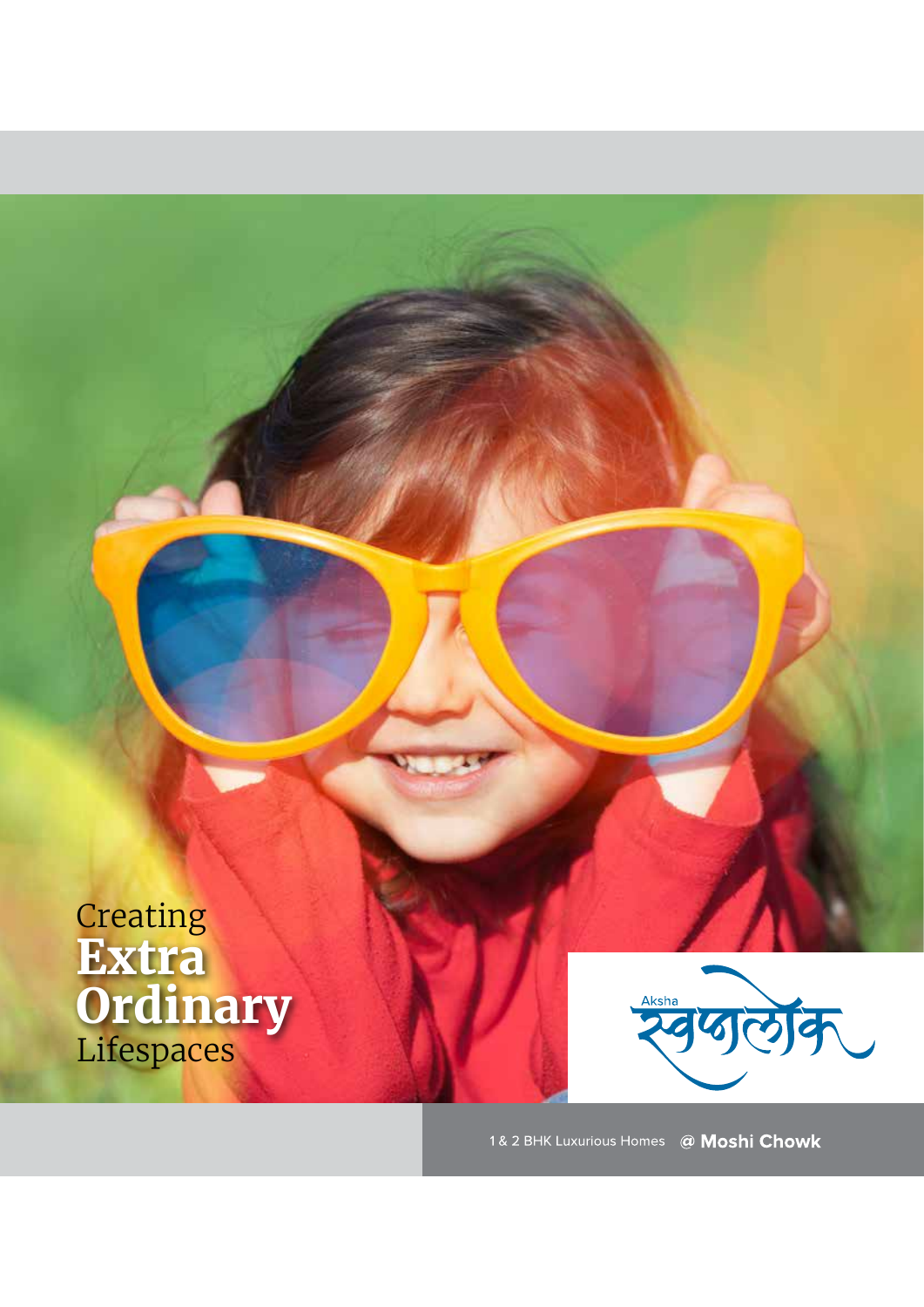Creating
**Extra Ordinary**
Lifespaces

Aksha स्वप्नलोक

1 & 2 BHK Luxurious Homes **@ Moshi Chowk**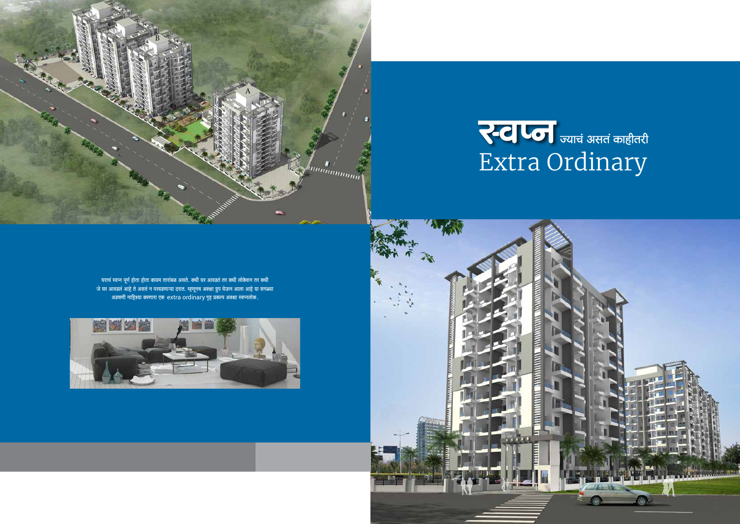# स्वप्न ज्याचं असतं काहीतरी Extra Ordinary

घराचं स्वप्न पूर्ण होता होता कायम तारांबळ असते. कधी घर आवडतं तर कधी लोकेशन तर कधी जे घर आवडलं आहे ते असतं न परवडणाऱ्या दरात. म्हणूनच अक्षा ग्रुप घेऊन आला आहे या सगळ्या अडचणी नाहिश्या करणारा एक extra ordinary गृह प्रकल्प अक्षा स्वप्नलोक.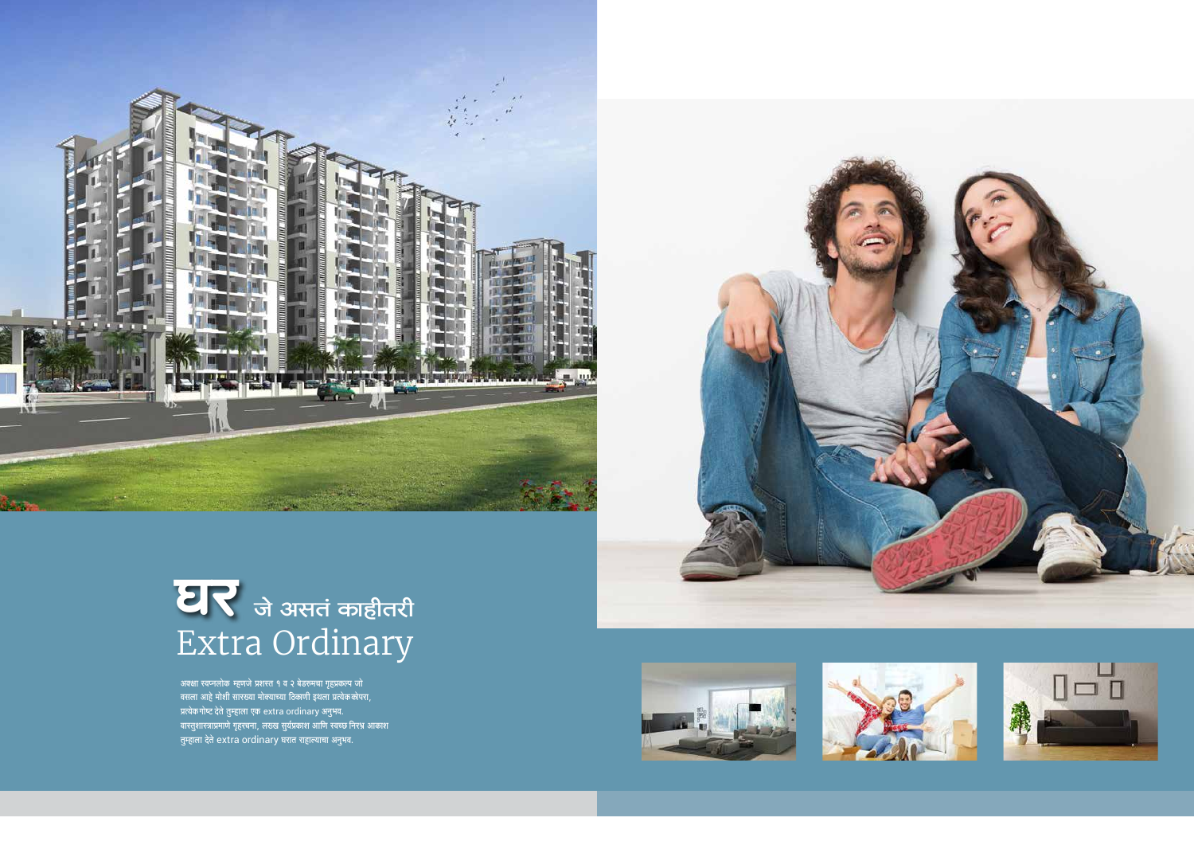# घर जे असतं काहीतरी Extra Ordinary

अवक्षा स्वप्नलोक म्हणजे प्रशस्त १ व २ बेडरूमचा गृहप्रकल्प जो
वसला आहे मोशी सारख्या मोक्याच्या ठिकाणी इथला प्रत्येक कोपरा,
प्रत्येक गोष्ट देते तुम्हाला एक extra ordinary अनुभव.
वास्तुशास्त्राप्रमाणे गृहरचना, लख्ख सुर्यप्रकाश आणि स्वच्छ निरभ्र आकाश
तुम्हाला देते extra ordinary घरात राहाल्याचा अनुभव.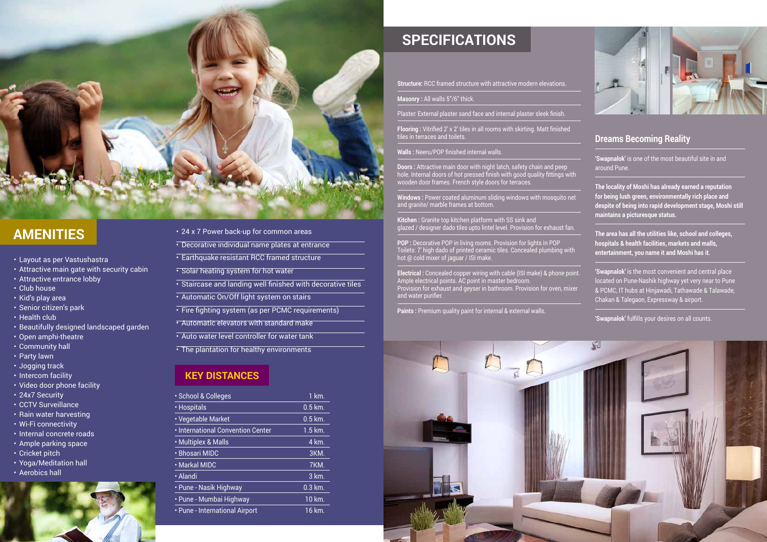## AMENITIES

- Layout as per Vastushastra
- Attractive main gate with security cabin
- Attractive entrance lobby
- Club house
- Kid's play area
- Senior citizen's park
- Health club
- Beautifully designed landscaped garden
- Open amphi-theatre
- Community hall
- Party lawn
- Jogging track
- Intercom facility
- Video door phone facility
- 24x7 Security
- CCTV Surveillance
- Rain water harvesting
- Wi-Fi connectivity
- Internal concrete roads
- Ample parking space
- Cricket pitch
- Yoga/Meditation hall
- Aerobics hall
- 24 x 7 Power back-up for common areas
- Decorative individual name plates at entrance
- Earthquake resistant RCC framed structure
- Solar heating system for hot water
- Staircase and landing well finished with decorative tiles
- Automatic On/Off light system on stairs
- Fire fighting system (as per PCMC requirements)
- Automatic elevators with standard make
- Auto water level controller for water tank
- The plantation for healthy environments

## KEY DISTANCES

| | |
|---|---|
| • School & Colleges | 1 km. |
| • Hospitals | 0.5 km. |
| • Vegetable Market | 0.5 km. |
| • International Convention Center | 1.5 km. |
| • Multiplex & Malls | 4 km. |
| • Bhosari MIDC | 3KM. |
| • Markal MIDC | 7KM. |
| • Alandi | 3 km. |
| • Pune - Nasik Highway | 0.3 km. |
| • Pune - Mumbai Highway | 10 km. |
| • Pune - International Airport | 16 km. |

## SPECIFICATIONS

**Structure:** RCC framed structure with attractive modern elevations.

**Masonry :** All walls 5"/6" thick.

Plaster: External plaster sand face and internal plaster sleek finish.

**Flooring :** Vitrified 2' x 2' tiles in all rooms with skirting. Matt finished tiles in terraces and toilets.

**Walls :** Neeru/POP finished internal walls.

**Doors :** Attractive main door with night latch, safety chain and peep hole. Internal doors of hot pressed finish with good quality fittings with wooden door frames. French style doors for terraces.

**Windows :** Power coated aluminum sliding windows with mosquito net and granite/ marble frames at bottom.

**Kitchen :** Granite top kitchen platform with SS sink and glazed / designer dado tiles upto lintel level. Provision for exhaust fan.

**POP :** Decorative POP in living rooms. Provision for lights in POP Toilets: 7' high dado of printed ceramic tiles. Concealed plumbing with hot @ cold mixer of jaguar / ISI make.

**Electrical :** Concealed copper wiring with cable (ISI make) & phone point. Ample electrical points. AC point in master bedroom. Provision for exhaust and geyser in bathroom. Provision for oven, mixer and water purifier.

**Paints :** Premium quality paint for internal & external walls.

### Dreams Becoming Reality

'**Swapnalok**' is one of the most beautiful site in and around Pune.

**The locality of Moshi has already earned a reputation for being lush green, environmentally rich place and despite of being into rapid development stage, Moshi still maintains a picturesque status.**

**The area has all the utilities like, school and colleges, hospitals & health facilities, markets and malls, entertainment, you name it and Moshi has it.**

'**Swapnalok**' is the most convenient and central place located on Pune-Nashik highway yet very near to Pune & PCMC, IT hubs at Hinjawadi, Tathawade & Talawade, Chakan & Talegaon, Expressway & airport.

'**Swapnalok**' fulfills your desires on all counts.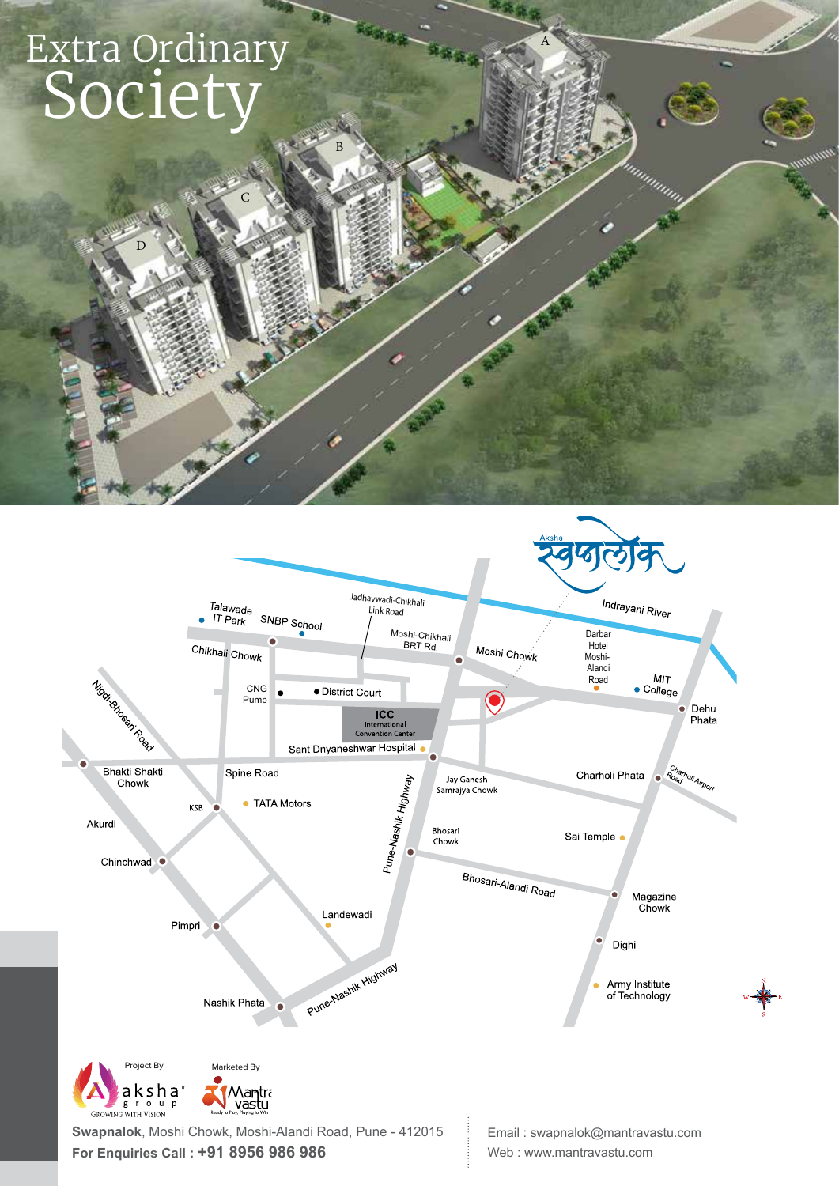# Extra Ordinary Society

A

B

C

D

Aksha स्वप्नलोक

Indrayani River

Talawade IT Park
SNBP School
Jadhavwadi-Chikhali Link Road
Moshi-Chikhali BRT Rd.
Moshi Chowk
Darbar Hotel
Moshi-Alandi Road
MIT College
Dehu Phata
Chikhali Chowk
CNG Pump
District Court
ICC International Convention Center
Sant Dnyaneshwar Hospital
Nigdi-Bhosari Road
Bhakti Shakti Chowk
Spine Road
Jay Ganesh Samrajya Chowk
Charholi Phata
Charholi Airport Road
KSB
TATA Motors
Akurdi
Pune-Nashik Highway
Bhosari Chowk
Sai Temple
Chinchwad
Bhosari-Alandi Road
Magazine Chowk
Landewadi
Pimpri
Dighi
Army Institute of Technology
Nashik Phata
Pune-Nashik Highway

N
W E
S

Project By
aksha group
GROWING WITH VISION

Marketed By
Mantra vastu
Ready to Play, Playing to Win

**Swapnalok**, Moshi Chowk, Moshi-Alandi Road, Pune - 412015
**For Enquiries Call : +91 8956 986 986**

Email : swapnalok@mantravastu.com
Web : www.mantravastu.com